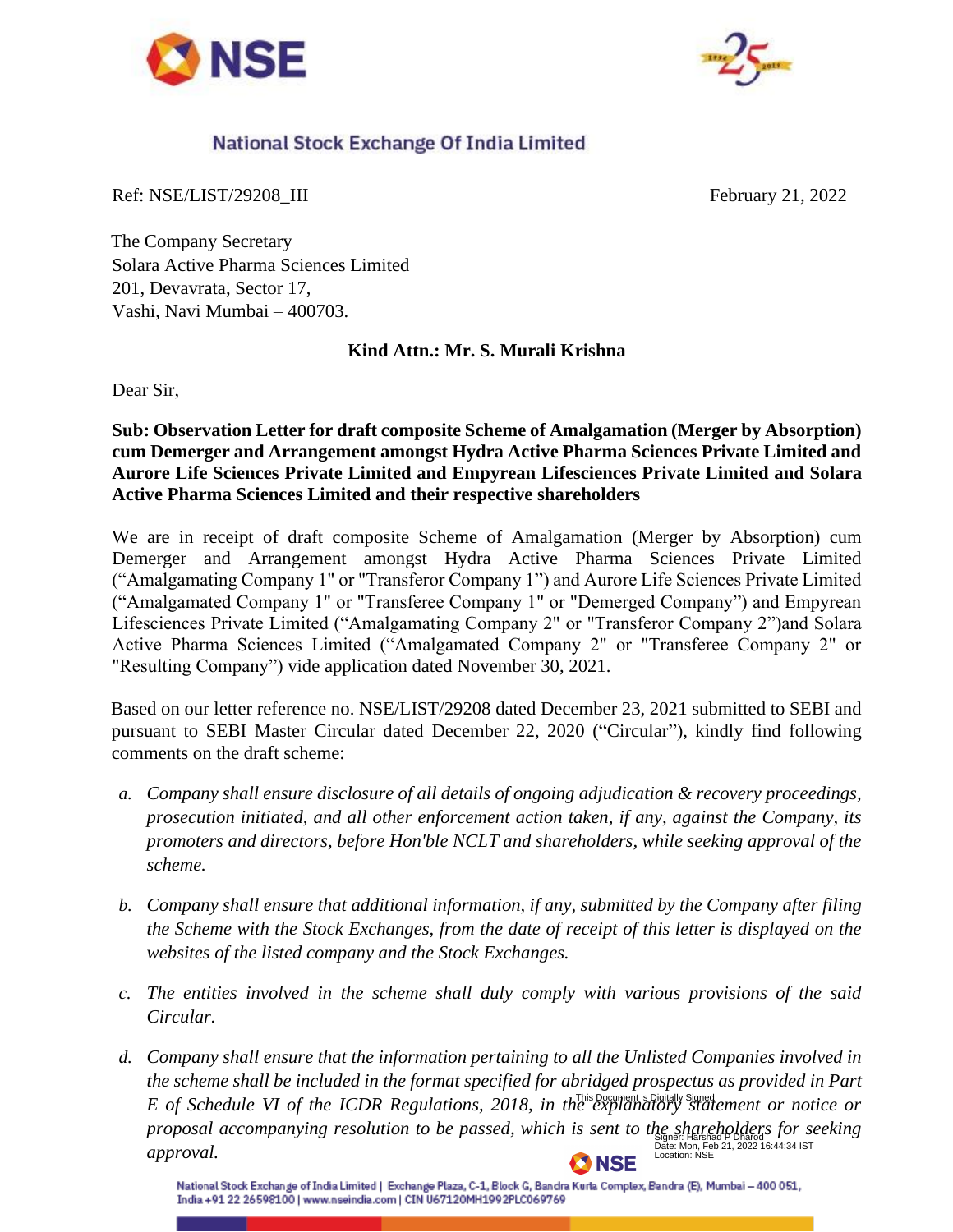# National Stock Exchange Of India Limited

Ref: NSE/LIST/29208_III February 21, 2022

The Company Secretary
Solara Active Pharma Sciences Limited
201, Devavrata, Sector 17,
Vashi, Navi Mumbai – 400703.

**Kind Attn.: Mr. S. Murali Krishna**

Dear Sir,

**Sub: Observation Letter for draft composite Scheme of Amalgamation (Merger by Absorption) cum Demerger and Arrangement amongst Hydra Active Pharma Sciences Private Limited and Aurore Life Sciences Private Limited and Empyrean Lifesciences Private Limited and Solara Active Pharma Sciences Limited and their respective shareholders**

We are in receipt of draft composite Scheme of Amalgamation (Merger by Absorption) cum Demerger and Arrangement amongst Hydra Active Pharma Sciences Private Limited ("Amalgamating Company 1" or "Transferor Company 1") and Aurore Life Sciences Private Limited ("Amalgamated Company 1" or "Transferee Company 1" or "Demerged Company") and Empyrean Lifesciences Private Limited ("Amalgamating Company 2" or "Transferor Company 2")and Solara Active Pharma Sciences Limited ("Amalgamated Company 2" or "Transferee Company 2" or "Resulting Company") vide application dated November 30, 2021.

Based on our letter reference no. NSE/LIST/29208 dated December 23, 2021 submitted to SEBI and pursuant to SEBI Master Circular dated December 22, 2020 ("Circular"), kindly find following comments on the draft scheme:

a. *Company shall ensure disclosure of all details of ongoing adjudication & recovery proceedings, prosecution initiated, and all other enforcement action taken, if any, against the Company, its promoters and directors, before Hon'ble NCLT and shareholders, while seeking approval of the scheme.*

b. *Company shall ensure that additional information, if any, submitted by the Company after filing the Scheme with the Stock Exchanges, from the date of receipt of this letter is displayed on the websites of the listed company and the Stock Exchanges.*

c. *The entities involved in the scheme shall duly comply with various provisions of the said Circular.*

d. *Company shall ensure that the information pertaining to all the Unlisted Companies involved in the scheme shall be included in the format specified for abridged prospectus as provided in Part E of Schedule VI of the ICDR Regulations, 2018, in the explanatory statement or notice or proposal accompanying resolution to be passed, which is sent to the shareholders for seeking approval.*

This Document is Digitally Signed
Signer: Harshad P Dharod
Date: Mon, Feb 21, 2022 16:44:34 IST
Location: NSE

National Stock Exchange of India Limited | Exchange Plaza, C-1, Block G, Bandra Kurla Complex, Bandra (E), Mumbai – 400 051, India +91 22 26598100 | www.nseindia.com | CIN U67120MH1992PLC069769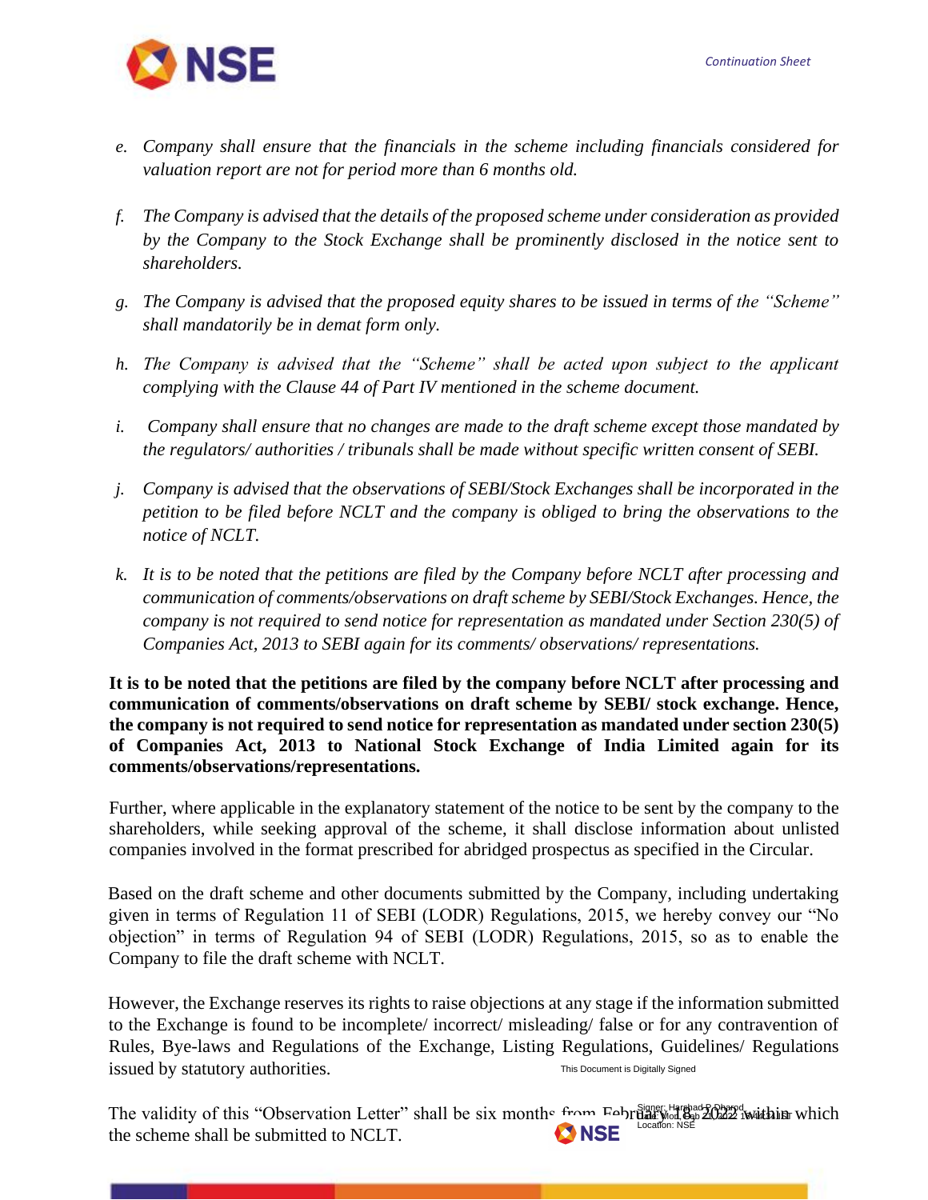e. *Company shall ensure that the financials in the scheme including financials considered for valuation report are not for period more than 6 months old.*

f. *The Company is advised that the details of the proposed scheme under consideration as provided by the Company to the Stock Exchange shall be prominently disclosed in the notice sent to shareholders.*

g. *The Company is advised that the proposed equity shares to be issued in terms of the "Scheme" shall mandatorily be in demat form only.*

h. *The Company is advised that the "Scheme" shall be acted upon subject to the applicant complying with the Clause 44 of Part IV mentioned in the scheme document.*

i. *Company shall ensure that no changes are made to the draft scheme except those mandated by the regulators/ authorities / tribunals shall be made without specific written consent of SEBI.*

j. *Company is advised that the observations of SEBI/Stock Exchanges shall be incorporated in the petition to be filed before NCLT and the company is obliged to bring the observations to the notice of NCLT.*

k. *It is to be noted that the petitions are filed by the Company before NCLT after processing and communication of comments/observations on draft scheme by SEBI/Stock Exchanges. Hence, the company is not required to send notice for representation as mandated under Section 230(5) of Companies Act, 2013 to SEBI again for its comments/ observations/ representations.*

**It is to be noted that the petitions are filed by the company before NCLT after processing and communication of comments/observations on draft scheme by SEBI/ stock exchange. Hence, the company is not required to send notice for representation as mandated under section 230(5) of Companies Act, 2013 to National Stock Exchange of India Limited again for its comments/observations/representations.**

Further, where applicable in the explanatory statement of the notice to be sent by the company to the shareholders, while seeking approval of the scheme, it shall disclose information about unlisted companies involved in the format prescribed for abridged prospectus as specified in the Circular.

Based on the draft scheme and other documents submitted by the Company, including undertaking given in terms of Regulation 11 of SEBI (LODR) Regulations, 2015, we hereby convey our "No objection" in terms of Regulation 94 of SEBI (LODR) Regulations, 2015, so as to enable the Company to file the draft scheme with NCLT.

However, the Exchange reserves its rights to raise objections at any stage if the information submitted to the Exchange is found to be incomplete/ incorrect/ misleading/ false or for any contravention of Rules, Bye-laws and Regulations of the Exchange, Listing Regulations, Guidelines/ Regulations issued by statutory authorities.

This Document is Digitally Signed

Signer: Harshad P Dharod
Date: Mon, Feb 2022
Location: NSE

The validity of this "Observation Letter" shall be six months from February 18, 2022 within which the scheme shall be submitted to NCLT.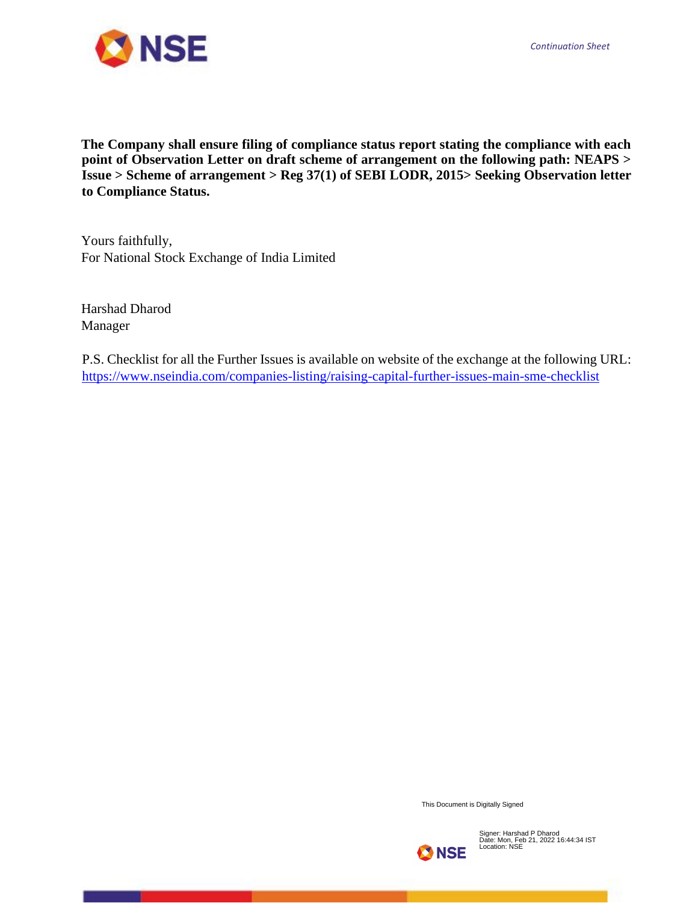**The Company shall ensure filing of compliance status report stating the compliance with each point of Observation Letter on draft scheme of arrangement on the following path: NEAPS > Issue > Scheme of arrangement > Reg 37(1) of SEBI LODR, 2015> Seeking Observation letter to Compliance Status.**

Yours faithfully,
For National Stock Exchange of India Limited

Harshad Dharod
Manager

P.S. Checklist for all the Further Issues is available on website of the exchange at the following URL: https://www.nseindia.com/companies-listing/raising-capital-further-issues-main-sme-checklist

This Document is Digitally Signed

Signer: Harshad P Dharod
Date: Mon, Feb 21, 2022 16:44:34 IST
Location: NSE